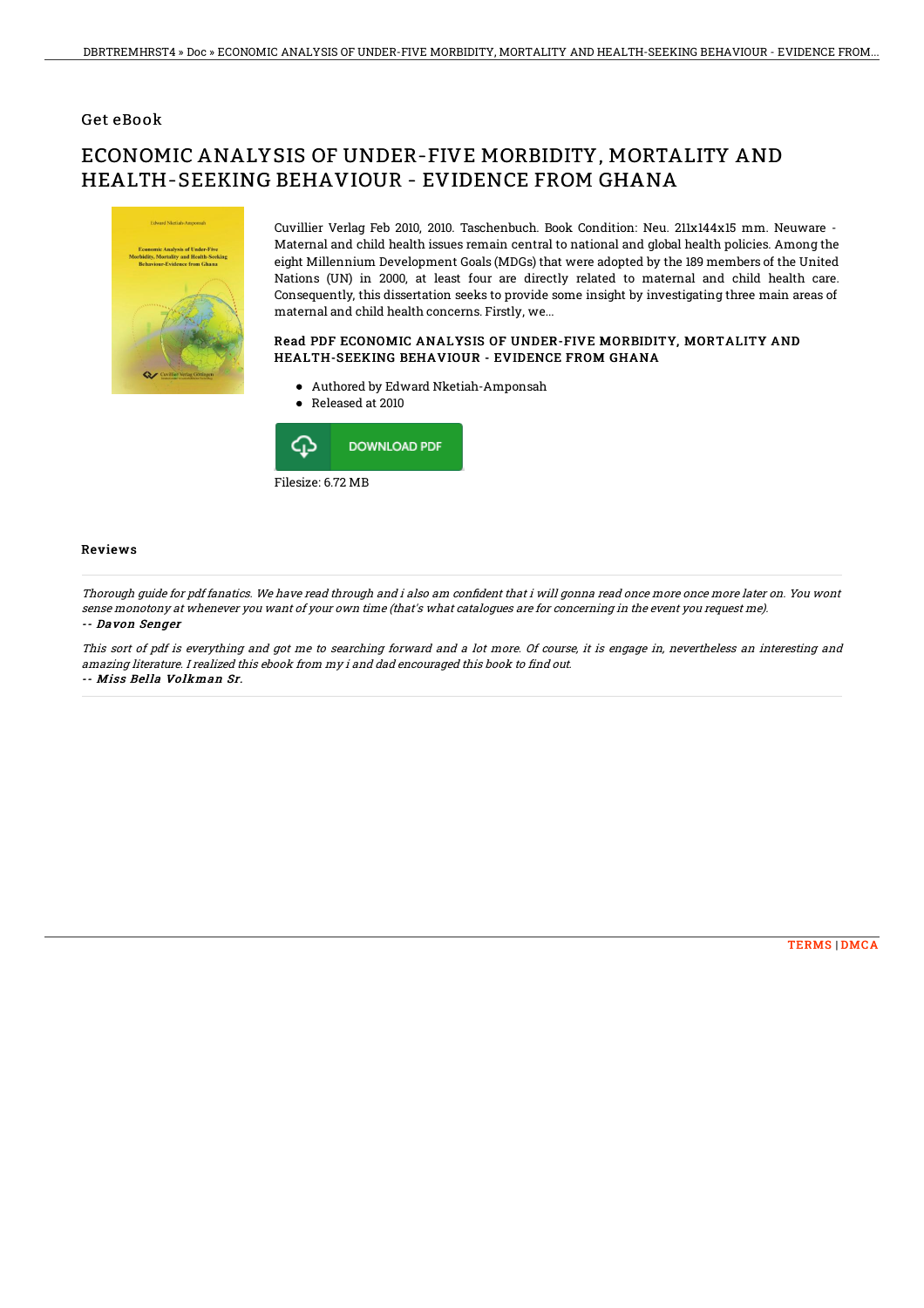## Get eBook

# ECONOMIC ANALYSIS OF UNDER-FIVE MORBIDITY, MORTALITY AND HEALTH-SEEKING BEHAVIOUR - EVIDENCE FROM GHANA

Cuvillier Verlag Feb 2010, 2010. Taschenbuch. Book Condition: Neu. 211x144x15 mm. Neuware - Maternal and child health issues remain central to national and global health policies. Among the eight Millennium Development Goals (MDGs) that were adopted by the 189 members of the United Nations (UN) in 2000, at least four are directly related to maternal and child health care. Consequently, this dissertation seeks to provide some insight by investigating three main areas of maternal and child health concerns. Firstly, we...

### Read PDF ECONOMIC ANALYSIS OF UNDER-FIVE MORBIDITY, MORTALITY AND HEALTH-SEEKING BEHAVIOUR - EVIDENCE FROM GHANA

- Authored by Edward Nketiah-Amponsah
- Released at 2010

DOWNLOAD PDF

Filesize: 6.72 MB

### Reviews

*Thorough guide for pdf fanatics. We have read through and i also am confident that i will gonna read once more once more later on. You wont sense monotony at whenever you want of your own time (that's what catalogues are for concerning in the event you request me).*

*-- Davon Senger*

*This sort of pdf is everything and got me to searching forward and a lot more. Of course, it is engage in, nevertheless an interesting and amazing literature. I realized this ebook from my i and dad encouraged this book to find out.*

*-- Miss Bella Volkman Sr.*

TERMS | DMCA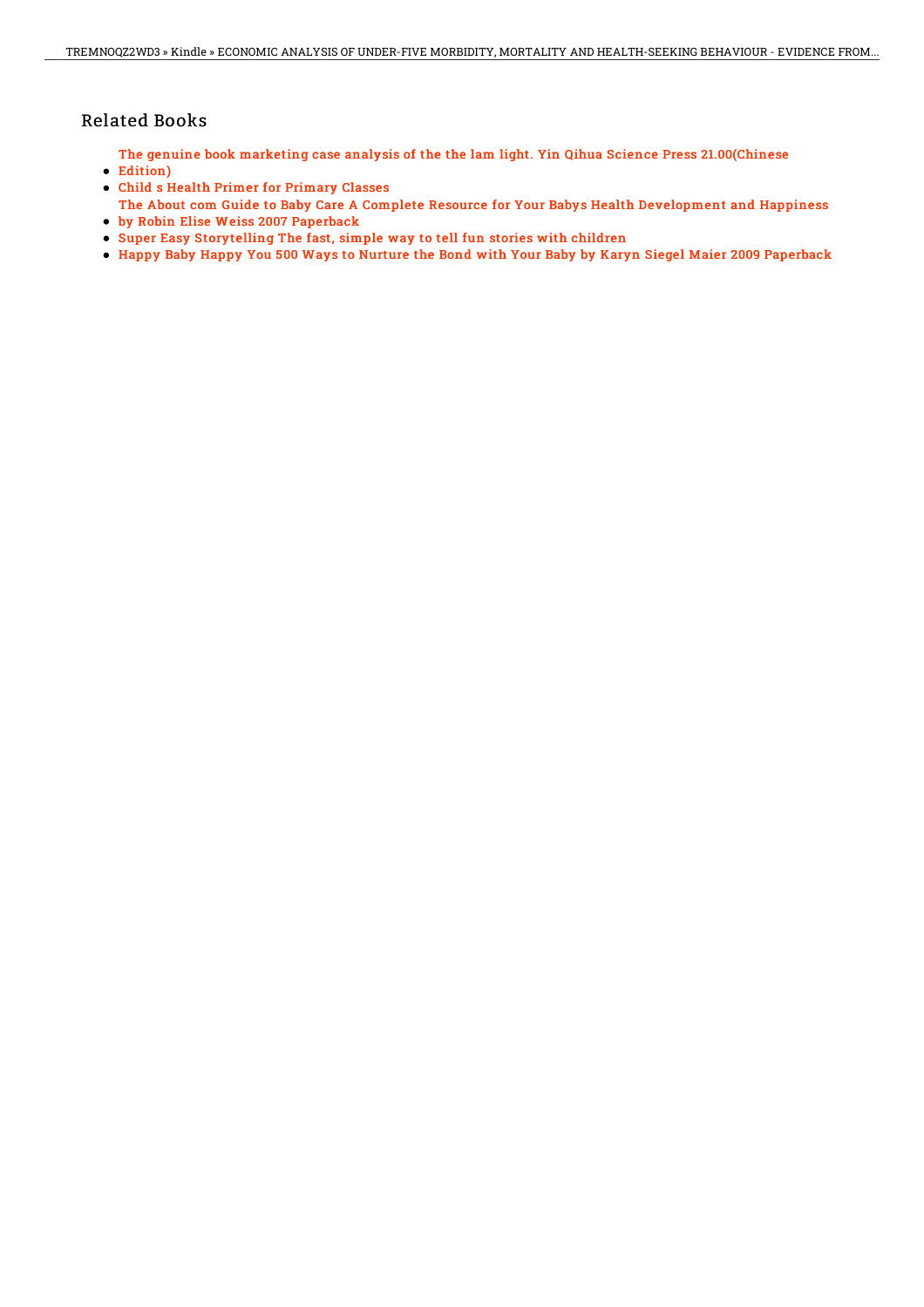## Related Books

- The genuine book marketing case analysis of the the lam light. Yin Qihua Science Press 21.00(Chinese Edition)
- Child s Health Primer for Primary Classes
- The About com Guide to Baby Care A Complete Resource for Your Babys Health Development and Happiness by Robin Elise Weiss 2007 Paperback
- Super Easy Storytelling The fast, simple way to tell fun stories with children
- Happy Baby Happy You 500 Ways to Nurture the Bond with Your Baby by Karyn Siegel Maier 2009 Paperback